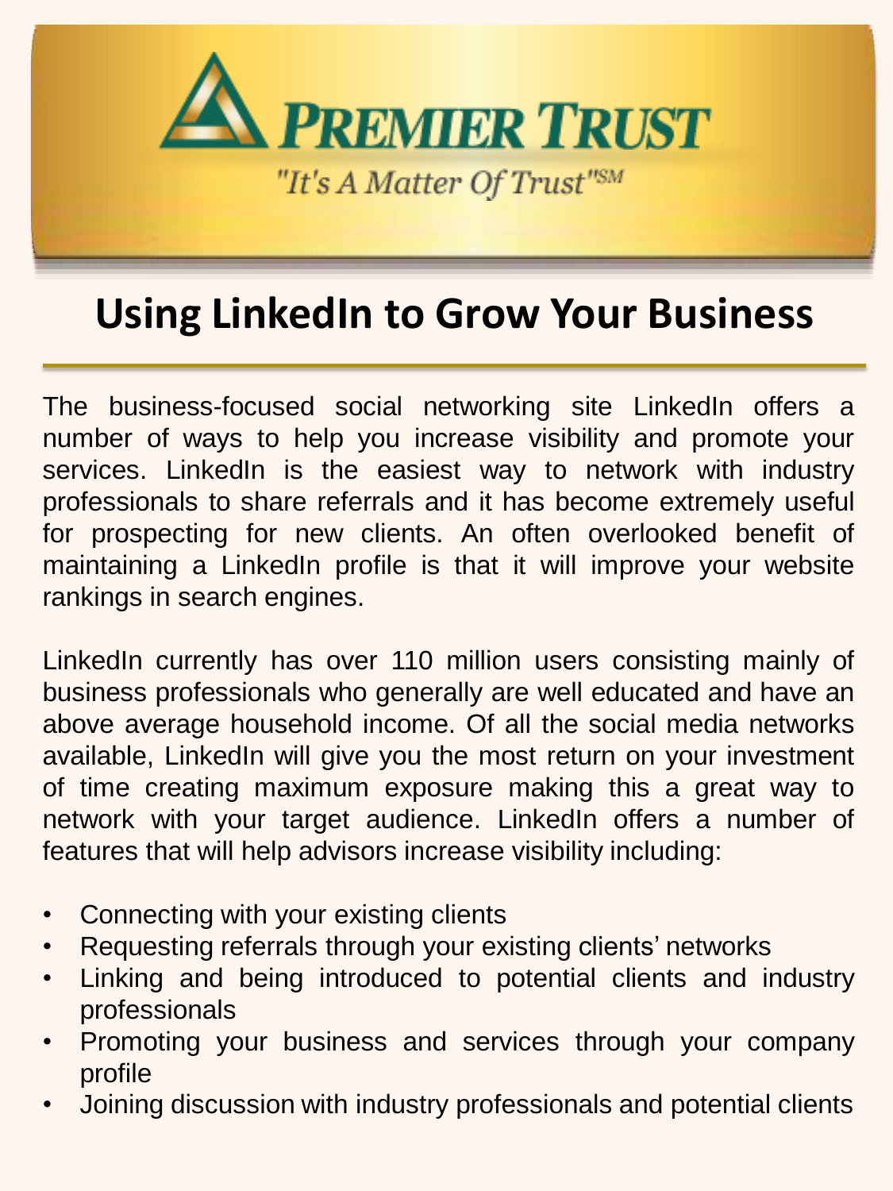**PREMIER TRUST**

*"It's A Matter Of Trust"SM*

# Using LinkedIn to Grow Your Business

The business-focused social networking site LinkedIn offers a number of ways to help you increase visibility and promote your services. LinkedIn is the easiest way to network with industry professionals to share referrals and it has become extremely useful for prospecting for new clients. An often overlooked benefit of maintaining a LinkedIn profile is that it will improve your website rankings in search engines.

LinkedIn currently has over 110 million users consisting mainly of business professionals who generally are well educated and have an above average household income. Of all the social media networks available, LinkedIn will give you the most return on your investment of time creating maximum exposure making this a great way to network with your target audience. LinkedIn offers a number of features that will help advisors increase visibility including:

- Connecting with your existing clients
- Requesting referrals through your existing clients' networks
- Linking and being introduced to potential clients and industry professionals
- Promoting your business and services through your company profile
- Joining discussion with industry professionals and potential clients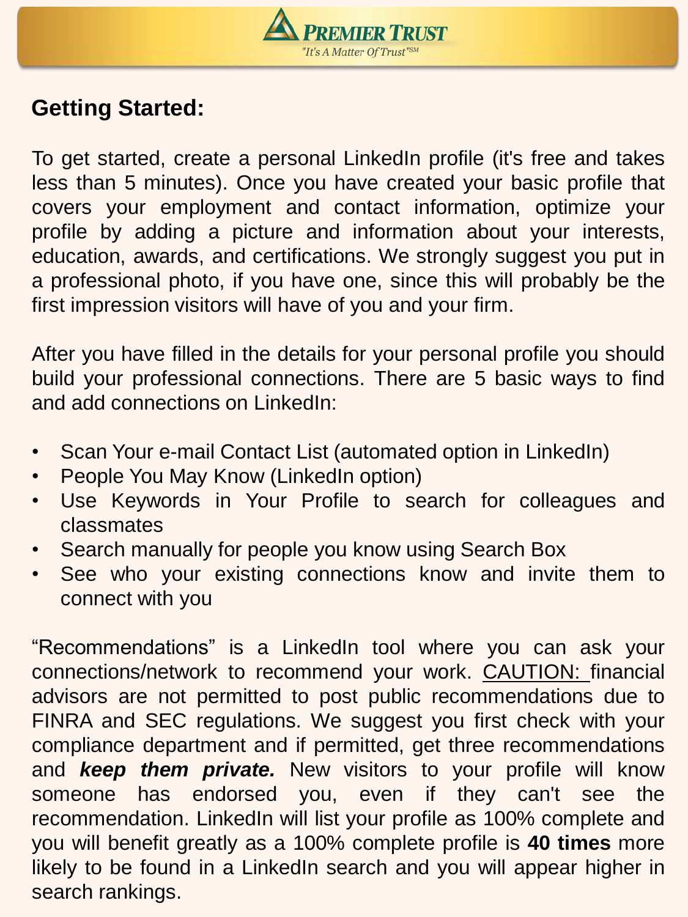## Getting Started:

To get started, create a personal LinkedIn profile (it's free and takes less than 5 minutes). Once you have created your basic profile that covers your employment and contact information, optimize your profile by adding a picture and information about your interests, education, awards, and certifications. We strongly suggest you put in a professional photo, if you have one, since this will probably be the first impression visitors will have of you and your firm.

After you have filled in the details for your personal profile you should build your professional connections. There are 5 basic ways to find and add connections on LinkedIn:

- Scan Your e-mail Contact List (automated option in LinkedIn)
- People You May Know (LinkedIn option)
- Use Keywords in Your Profile to search for colleagues and classmates
- Search manually for people you know using Search Box
- See who your existing connections know and invite them to connect with you

“Recommendations” is a LinkedIn tool where you can ask your connections/network to recommend your work. <u>CAUTION:</u> financial advisors are not permitted to post public recommendations due to FINRA and SEC regulations. We suggest you first check with your compliance department and if permitted, get three recommendations and ***keep them private.*** New visitors to your profile will know someone has endorsed you, even if they can't see the recommendation. LinkedIn will list your profile as 100% complete and you will benefit greatly as a 100% complete profile is **40 times** more likely to be found in a LinkedIn search and you will appear higher in search rankings.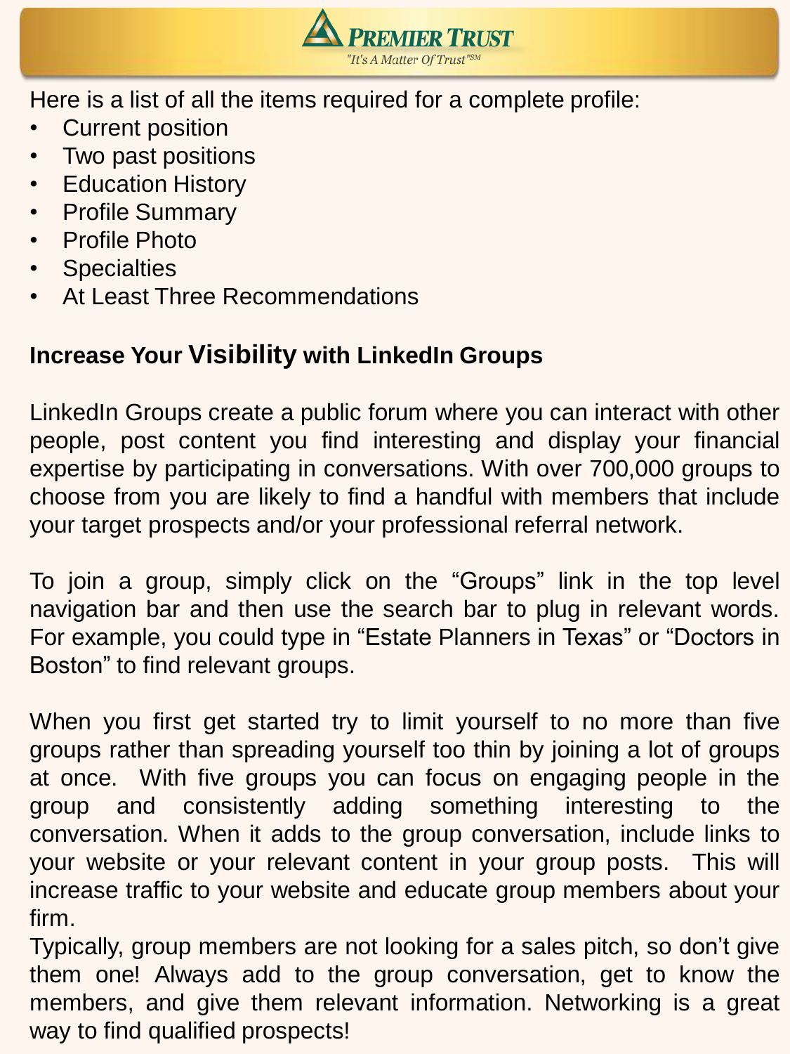Here is a list of all the items required for a complete profile:

- Current position
- Two past positions
- Education History
- Profile Summary
- Profile Photo
- Specialties
- At Least Three Recommendations

## Increase Your Visibility with LinkedIn Groups

LinkedIn Groups create a public forum where you can interact with other people, post content you find interesting and display your financial expertise by participating in conversations. With over 700,000 groups to choose from you are likely to find a handful with members that include your target prospects and/or your professional referral network.

To join a group, simply click on the "Groups" link in the top level navigation bar and then use the search bar to plug in relevant words. For example, you could type in "Estate Planners in Texas" or "Doctors in Boston" to find relevant groups.

When you first get started try to limit yourself to no more than five groups rather than spreading yourself too thin by joining a lot of groups at once. With five groups you can focus on engaging people in the group and consistently adding something interesting to the conversation. When it adds to the group conversation, include links to your website or your relevant content in your group posts. This will increase traffic to your website and educate group members about your firm.

Typically, group members are not looking for a sales pitch, so don't give them one! Always add to the group conversation, get to know the members, and give them relevant information. Networking is a great way to find qualified prospects!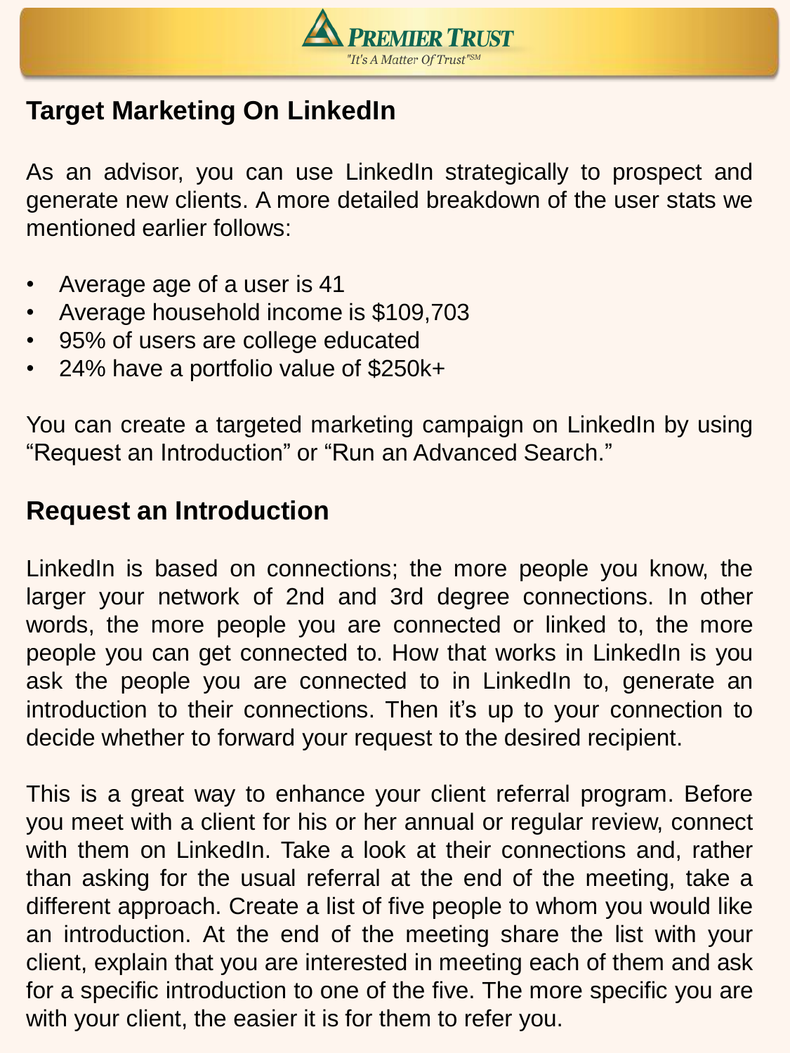## Target Marketing On LinkedIn

As an advisor, you can use LinkedIn strategically to prospect and generate new clients. A more detailed breakdown of the user stats we mentioned earlier follows:

- Average age of a user is 41
- Average household income is $109,703
- 95% of users are college educated
- 24% have a portfolio value of $250k+

You can create a targeted marketing campaign on LinkedIn by using “Request an Introduction” or “Run an Advanced Search.”

## Request an Introduction

LinkedIn is based on connections; the more people you know, the larger your network of 2nd and 3rd degree connections. In other words, the more people you are connected or linked to, the more people you can get connected to. How that works in LinkedIn is you ask the people you are connected to in LinkedIn to, generate an introduction to their connections. Then it’s up to your connection to decide whether to forward your request to the desired recipient.

This is a great way to enhance your client referral program. Before you meet with a client for his or her annual or regular review, connect with them on LinkedIn. Take a look at their connections and, rather than asking for the usual referral at the end of the meeting, take a different approach. Create a list of five people to whom you would like an introduction. At the end of the meeting share the list with your client, explain that you are interested in meeting each of them and ask for a specific introduction to one of the five. The more specific you are with your client, the easier it is for them to refer you.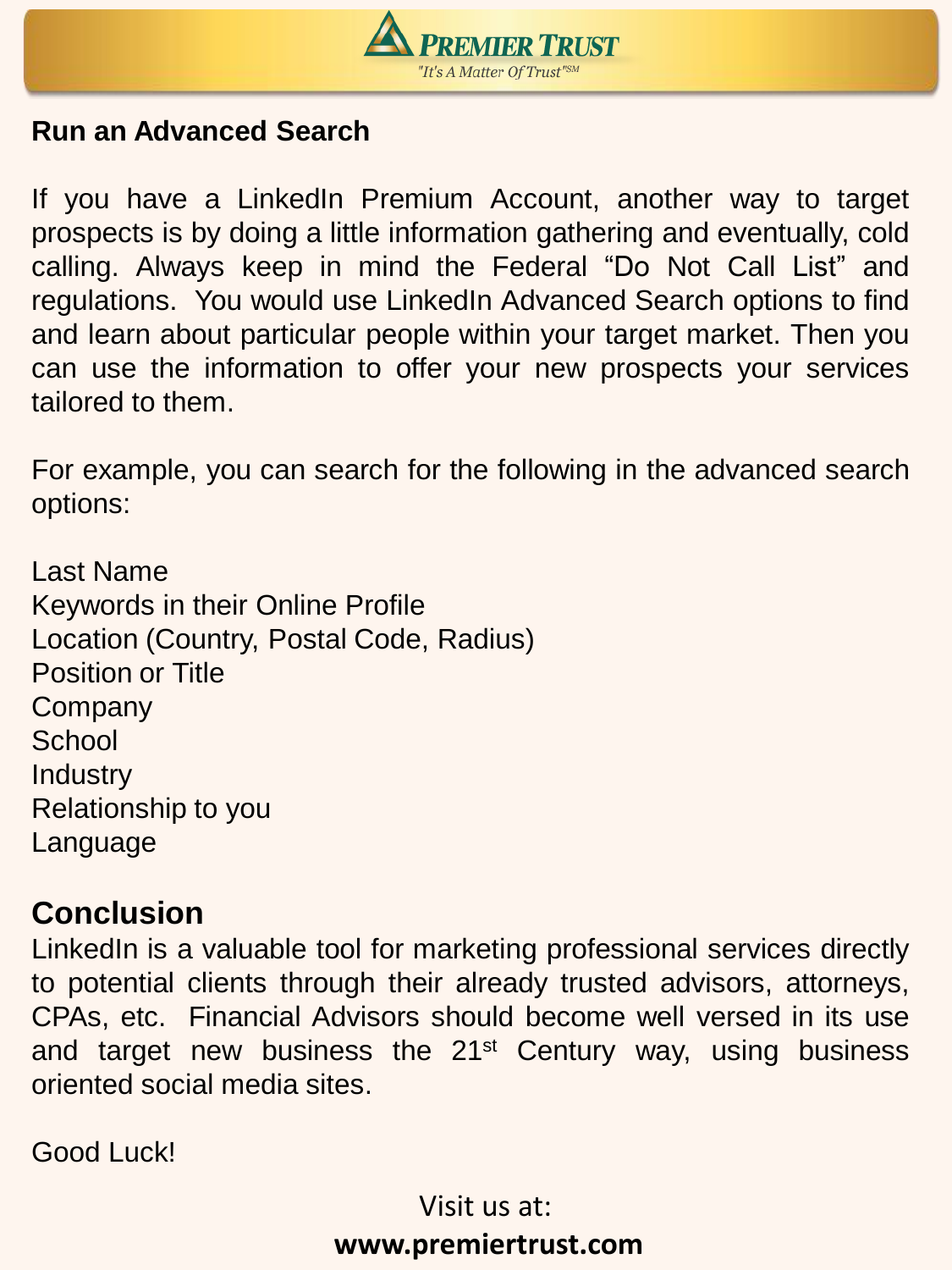### Run an Advanced Search

If you have a LinkedIn Premium Account, another way to target prospects is by doing a little information gathering and eventually, cold calling. Always keep in mind the Federal “Do Not Call List” and regulations. You would use LinkedIn Advanced Search options to find and learn about particular people within your target market. Then you can use the information to offer your new prospects your services tailored to them.

For example, you can search for the following in the advanced search options:

Last Name
Keywords in their Online Profile
Location (Country, Postal Code, Radius)
Position or Title
Company
School
Industry
Relationship to you
Language

## Conclusion

LinkedIn is a valuable tool for marketing professional services directly to potential clients through their already trusted advisors, attorneys, CPAs, etc. Financial Advisors should become well versed in its use and target new business the 21st Century way, using business oriented social media sites.

Good Luck!

Visit us at:
**www.premiertrust.com**